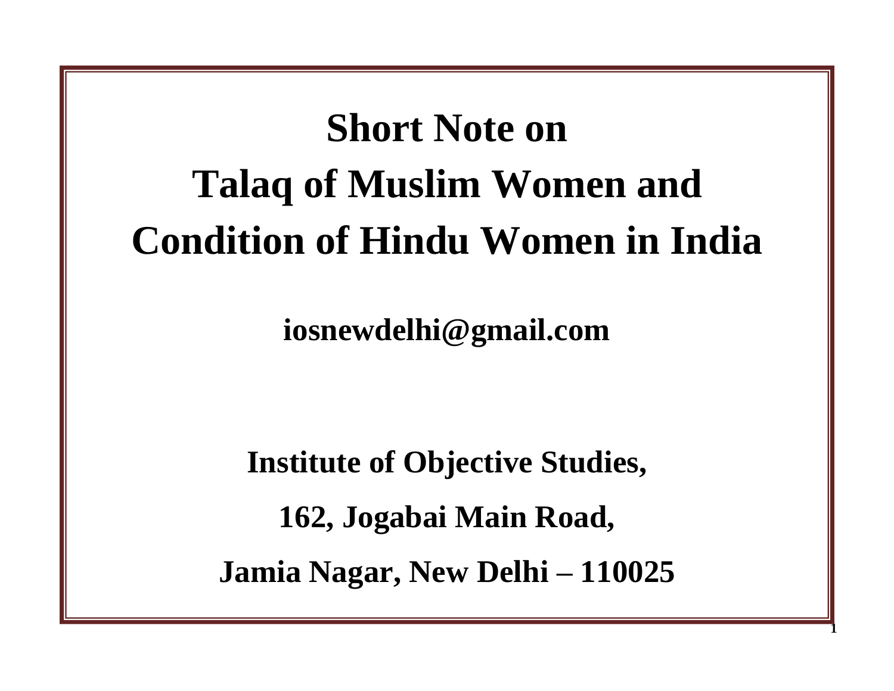# Short Note on Talaq of Muslim Women and Condition of Hindu Women in India

**iosnewdelhi@gmail.com**

**Institute of Objective Studies,**

**162, Jogabai Main Road,**

**Jamia Nagar, New Delhi – 110025**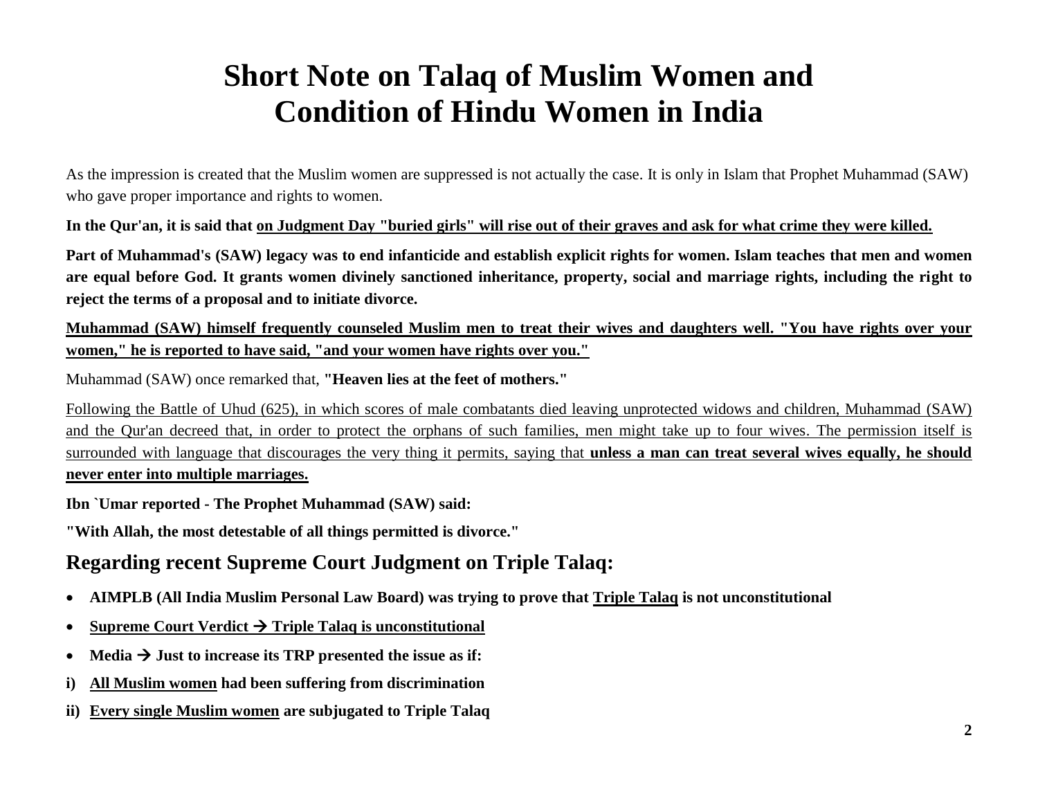# Short Note on Talaq of Muslim Women and Condition of Hindu Women in India

As the impression is created that the Muslim women are suppressed is not actually the case. It is only in Islam that Prophet Muhammad (SAW) who gave proper importance and rights to women.

**In the Qur'an, it is said that <u>on Judgment Day "buried girls" will rise out of their graves and ask for what crime they were killed.</u>**

**Part of Muhammad's (SAW) legacy was to end infanticide and establish explicit rights for women. Islam teaches that men and women are equal before God. It grants women divinely sanctioned inheritance, property, social and marriage rights, including the right to reject the terms of a proposal and to initiate divorce.**

**<u>Muhammad (SAW) himself frequently counseled Muslim men to treat their wives and daughters well. "You have rights over your women," he is reported to have said, "and your women have rights over you."</u>**

Muhammad (SAW) once remarked that, **"Heaven lies at the feet of mothers."**

<u>Following the Battle of Uhud (625), in which scores of male combatants died leaving unprotected widows and children, Muhammad (SAW) and the Qur'an decreed that, in order to protect the orphans of such families, men might take up to four wives. The permission itself is surrounded with language that discourages the very thing it permits, saying that **unless a man can treat several wives equally, he should never enter into multiple marriages.**</u>

**Ibn `Umar reported - The Prophet Muhammad (SAW) said:**

**"With Allah, the most detestable of all things permitted is divorce."**

## Regarding recent Supreme Court Judgment on Triple Talaq:

- **AIMPLB (All India Muslim Personal Law Board) was trying to prove that <u>Triple Talaq</u> is not unconstitutional**
- **<u>Supreme Court Verdict → Triple Talaq is unconstitutional</u>**
- **Media → Just to increase its TRP presented the issue as if:**

**i) <u>All Muslim women</u> had been suffering from discrimination**

**ii) <u>Every single Muslim women</u> are subjugated to Triple Talaq**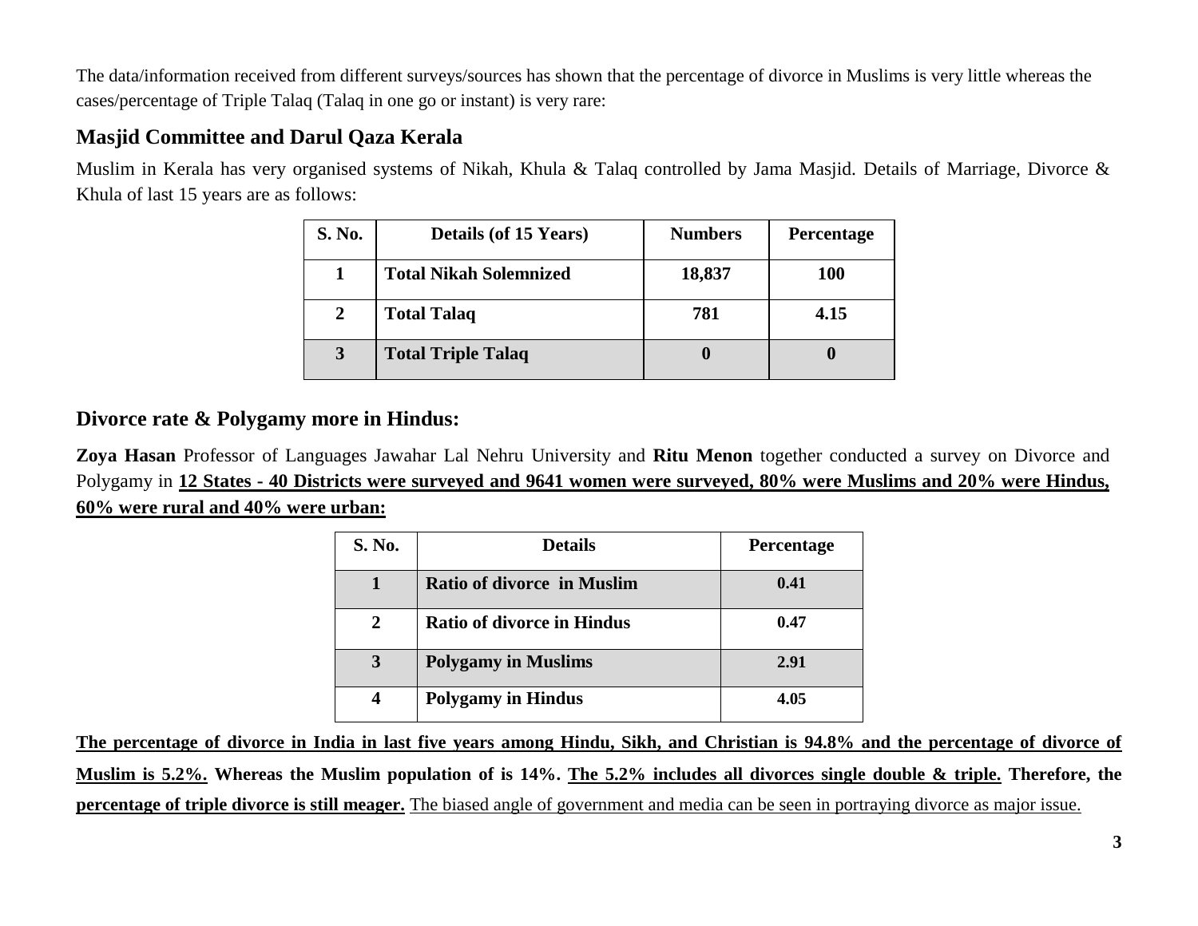The data/information received from different surveys/sources has shown that the percentage of divorce in Muslims is very little whereas the cases/percentage of Triple Talaq (Talaq in one go or instant) is very rare:

## Masjid Committee and Darul Qaza Kerala

Muslim in Kerala has very organised systems of Nikah, Khula & Talaq controlled by Jama Masjid. Details of Marriage, Divorce & Khula of last 15 years are as follows:

| S. No. | Details (of 15 Years) | Numbers | Percentage |
|---|---|---|---|
| 1 | Total Nikah Solemnized | 18,837 | 100 |
| 2 | Total Talaq | 781 | 4.15 |
| 3 | Total Triple Talaq | 0 | 0 |

## Divorce rate & Polygamy more in Hindus:

**Zoya Hasan** Professor of Languages Jawahar Lal Nehru University and **Ritu Menon** together conducted a survey on Divorce and Polygamy in **<u>12 States - 40 Districts were surveyed and 9641 women were surveyed, 80% were Muslims and 20% were Hindus, 60% were rural and 40% were urban:</u>**

| S. No. | Details | Percentage |
|---|---|---|
| 1 | Ratio of divorce in Muslim | 0.41 |
| 2 | Ratio of divorce in Hindus | 0.47 |
| 3 | Polygamy in Muslims | 2.91 |
| 4 | Polygamy in Hindus | 4.05 |

**<u>The percentage of divorce in India in last five years among Hindu, Sikh, and Christian is 94.8% and the percentage of divorce of Muslim is 5.2%.</u> Whereas the Muslim population of is 14%. <u>The 5.2% includes all divorces single double & triple.</u> Therefore, the <u>percentage of triple divorce is still meager.</u>** <u>The biased angle of government and media can be seen in portraying divorce as major issue.</u>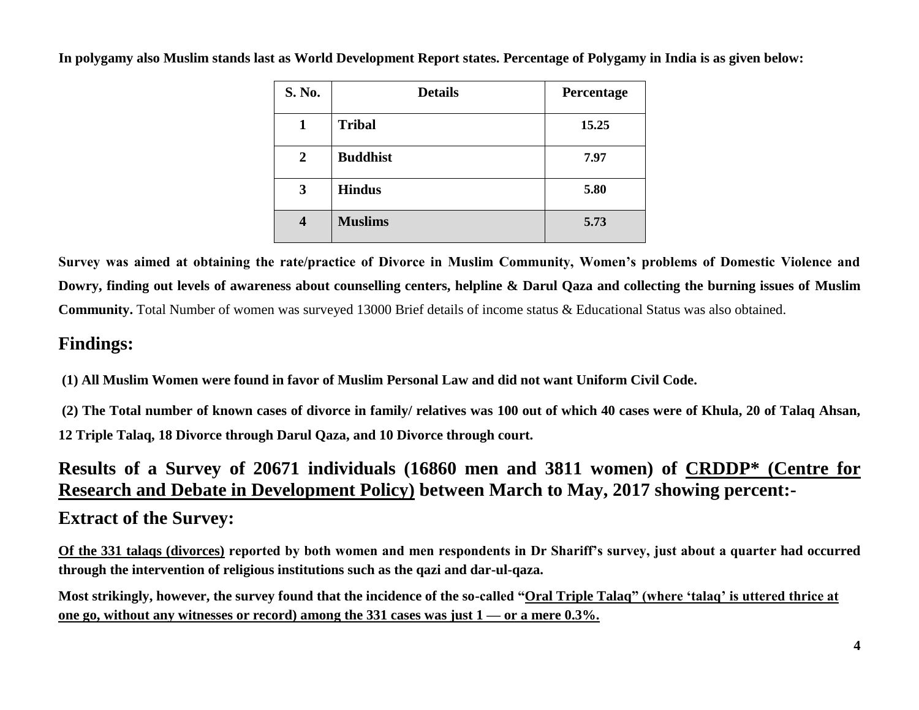**In polygamy also Muslim stands last as World Development Report states. Percentage of Polygamy in India is as given below:**

| S. No. | Details | Percentage |
|---|---|---|
| 1 | Tribal | 15.25 |
| 2 | Buddhist | 7.97 |
| 3 | Hindus | 5.80 |
| 4 | Muslims | 5.73 |

**Survey was aimed at obtaining the rate/practice of Divorce in Muslim Community, Women's problems of Domestic Violence and Dowry, finding out levels of awareness about counselling centers, helpline & Darul Qaza and collecting the burning issues of Muslim Community.** Total Number of women was surveyed 13000 Brief details of income status & Educational Status was also obtained.

## Findings:

**(1) All Muslim Women were found in favor of Muslim Personal Law and did not want Uniform Civil Code.**

**(2) The Total number of known cases of divorce in family/ relatives was 100 out of which 40 cases were of Khula, 20 of Talaq Ahsan, 12 Triple Talaq, 18 Divorce through Darul Qaza, and 10 Divorce through court.**

## Results of a Survey of 20671 individuals (16860 men and 3811 women) of <u>CRDDP* (Centre for Research and Debate in Development Policy)</u> between March to May, 2017 showing percent:-

## Extract of the Survey:

**<u>Of the 331 talaqs (divorces)</u> reported by both women and men respondents in Dr Shariff's survey, just about a quarter had occurred through the intervention of religious institutions such as the qazi and dar-ul-qaza.**

**Most strikingly, however, the survey found that the incidence of the so-called "<u>Oral Triple Talaq" (where 'talaq' is uttered thrice at one go, without any witnesses or record) among the 331 cases was just 1 — or a mere 0.3%.</u>**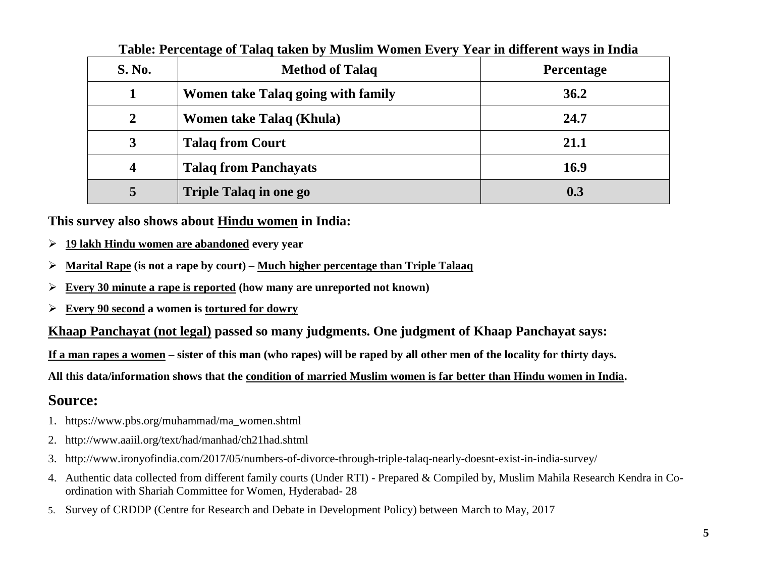**Table: Percentage of Talaq taken by Muslim Women Every Year in different ways in India**

| S. No. | Method of Talaq | Percentage |
|---|---|---|
| 1 | Women take Talaq going with family | 36.2 |
| 2 | Women take Talaq (Khula) | 24.7 |
| 3 | Talaq from Court | 21.1 |
| 4 | Talaq from Panchayats | 16.9 |
| 5 | Triple Talaq in one go | 0.3 |

**This survey also shows about Hindu women in India:**

- **19 lakh Hindu women are abandoned every year**
- **Marital Rape (is not a rape by court) – Much higher percentage than Triple Talaaq**
- **Every 30 minute a rape is reported (how many are unreported not known)**
- **Every 90 second a women is tortured for dowry**

**Khaap Panchayat (not legal) passed so many judgments. One judgment of Khaap Panchayat says:**

**If a man rapes a women – sister of this man (who rapes) will be raped by all other men of the locality for thirty days.**

**All this data/information shows that the condition of married Muslim women is far better than Hindu women in India.**

## Source:

1. https://www.pbs.org/muhammad/ma_women.shtml
2. http://www.aaiil.org/text/had/manhad/ch21had.shtml
3. http://www.ironyofindia.com/2017/05/numbers-of-divorce-through-triple-talaq-nearly-doesnt-exist-in-india-survey/
4. Authentic data collected from different family courts (Under RTI) - Prepared & Compiled by, Muslim Mahila Research Kendra in Co-ordination with Shariah Committee for Women, Hyderabad- 28
5. Survey of CRDDP (Centre for Research and Debate in Development Policy) between March to May, 2017